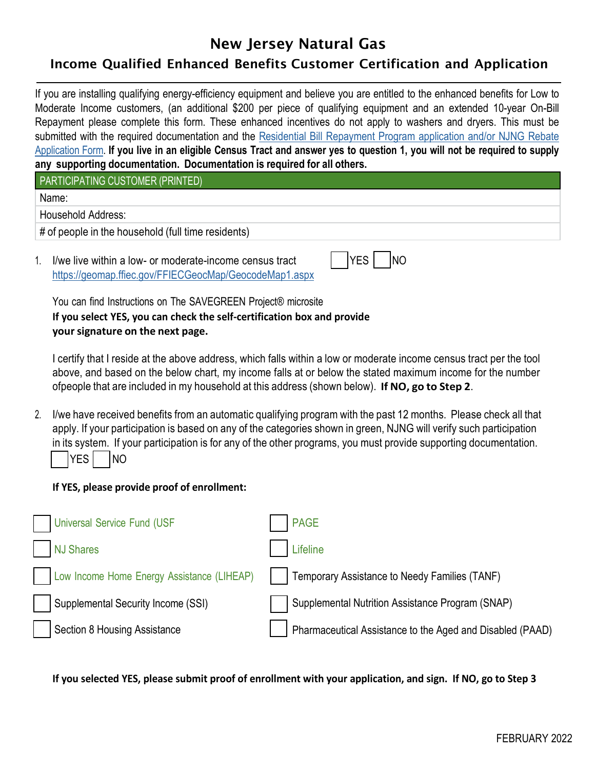# New Jersey Natural Gas

## Income Qualified Enhanced Benefits Customer Certification and Application

If you are installing qualifying energy-efficiency equipment and believe you are entitled to the enhanced benefits for Low to Moderate Income customers, (an additional $200 per piece of qualifying equipment and an extended 10-year On-Bill Repayment please complete this form. These enhanced incentives do not apply to washers and dryers. This must be submitted with the required documentation and the Residential Bill Repayment Program application and/or NJNG Rebate Application Form. **If you live in an eligible Census Tract and answer yes to question 1, you will not be required to supply any supporting documentation. Documentation is required for all others.**

| PARTICIPATING CUSTOMER (PRINTED) |
|---|
| Name: |
| Household Address: |
| # of people in the household (full time residents) |

1. I/we live within a low- or moderate-income census tract https://geomap.ffiec.gov/FFIECGeocMap/GeocodeMap1.aspx ☐ YES ☐ NO

   You can find Instructions on The SAVEGREEN Project® microsite
   **If you select YES, you can check the self-certification box and provide your signature on the next page.**

   I certify that I reside at the above address, which falls within a low or moderate income census tract per the tool above, and based on the below chart, my income falls at or below the stated maximum income for the number ofpeople that are included in my household at this address (shown below). **If NO, go to Step 2**.

2. I/we have received benefits from an automatic qualifying program with the past 12 months. Please check all that apply. If your participation is based on any of the categories shown in green, NJNG will verify such participation in its system. If your participation is for any of the other programs, you must provide supporting documentation.
   ☐ YES ☐ NO

   **If YES, please provide proof of enrollment:**

- ☐ Universal Service Fund (USF
- ☐ PAGE
- ☐ NJ Shares
- ☐ Lifeline
- ☐ Low Income Home Energy Assistance (LIHEAP)
- ☐ Temporary Assistance to Needy Families (TANF)
- ☐ Supplemental Security Income (SSI)
- ☐ Supplemental Nutrition Assistance Program (SNAP)
- ☐ Section 8 Housing Assistance
- ☐ Pharmaceutical Assistance to the Aged and Disabled (PAAD)

**If you selected YES, please submit proof of enrollment with your application, and sign. If NO, go to Step 3**

FEBRUARY 2022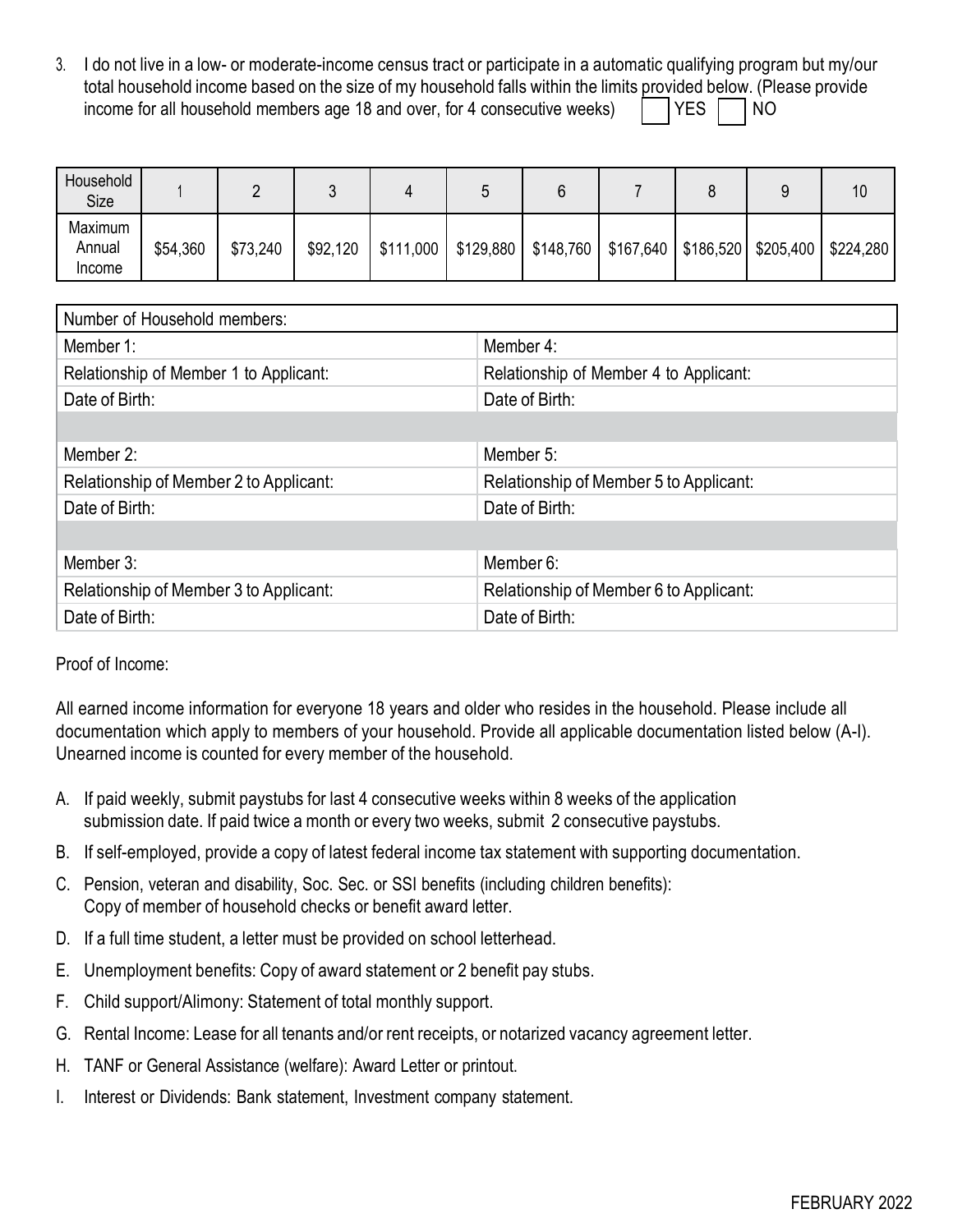3. I do not live in a low- or moderate-income census tract or participate in a automatic qualifying program but my/our total household income based on the size of my household falls within the limits provided below. (Please provide income for all household members age 18 and over, for 4 consecutive weeks) ☐ YES ☐ NO

| Household Size | 1 | 2 | 3 | 4 | 5 | 6 | 7 | 8 | 9 | 10 |
|---|---|---|---|---|---|---|---|---|---|---|
| Maximum Annual Income | $54,360 | $73,240 | $92,120 | $111,000 | $129,880 | $148,760 | $167,640 | $186,520 | $205,400 | $224,280 |

| Number of Household members: | |
|---|---|
| Member 1: | Member 4: |
| Relationship of Member 1 to Applicant: | Relationship of Member 4 to Applicant: |
| Date of Birth: | Date of Birth: |
| | |
| Member 2: | Member 5: |
| Relationship of Member 2 to Applicant: | Relationship of Member 5 to Applicant: |
| Date of Birth: | Date of Birth: |
| | |
| Member 3: | Member 6: |
| Relationship of Member 3 to Applicant: | Relationship of Member 6 to Applicant: |
| Date of Birth: | Date of Birth: |

Proof of Income:

All earned income information for everyone 18 years and older who resides in the household. Please include all documentation which apply to members of your household. Provide all applicable documentation listed below (A-I). Unearned income is counted for every member of the household.

A. If paid weekly, submit paystubs for last 4 consecutive weeks within 8 weeks of the application submission date. If paid twice a month or every two weeks, submit 2 consecutive paystubs.
B. If self-employed, provide a copy of latest federal income tax statement with supporting documentation.
C. Pension, veteran and disability, Soc. Sec. or SSI benefits (including children benefits): Copy of member of household checks or benefit award letter.
D. If a full time student, a letter must be provided on school letterhead.
E. Unemployment benefits: Copy of award statement or 2 benefit pay stubs.
F. Child support/Alimony: Statement of total monthly support.
G. Rental Income: Lease for all tenants and/or rent receipts, or notarized vacancy agreement letter.
H. TANF or General Assistance (welfare): Award Letter or printout.
I. Interest or Dividends: Bank statement, Investment company statement.

FEBRUARY 2022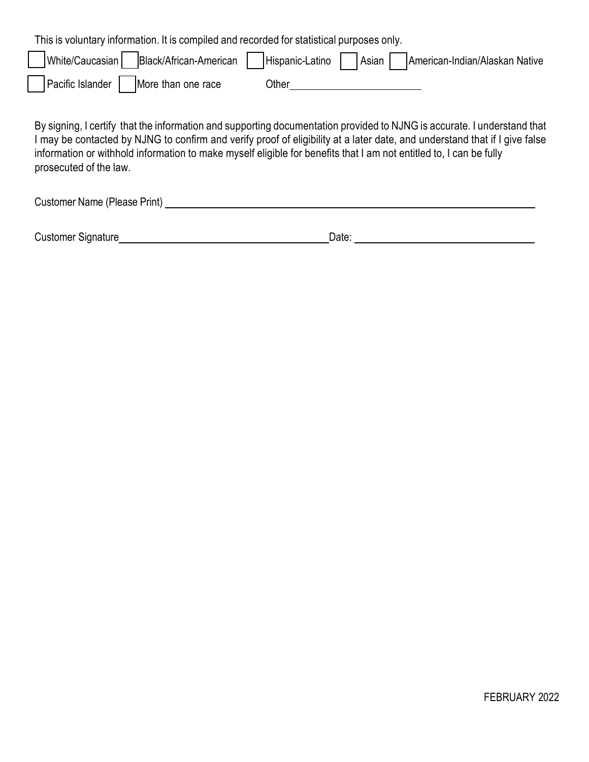This is voluntary information. It is compiled and recorded for statistical purposes only.

☐ White/Caucasian ☐ Black/African-American ☐ Hispanic-Latino ☐ Asian ☐ American-Indian/Alaskan Native

☐ Pacific Islander ☐ More than one race Other\_\_\_\_\_\_\_\_\_\_\_\_\_\_\_\_\_\_\_\_

By signing, I certify that the information and supporting documentation provided to NJNG is accurate. I understand that I may be contacted by NJNG to confirm and verify proof of eligibility at a later date, and understand that if I give false information or withhold information to make myself eligible for benefits that I am not entitled to, I can be fully prosecuted of the law.

Customer Name (Please Print) \_\_\_\_\_\_\_\_\_\_\_\_\_\_\_\_\_\_\_\_\_\_\_\_\_\_\_\_\_\_\_\_\_\_\_\_\_\_\_\_

Customer Signature\_\_\_\_\_\_\_\_\_\_\_\_\_\_\_\_\_\_\_\_\_\_\_\_\_\_\_\_ Date: \_\_\_\_\_\_\_\_\_\_\_\_\_\_\_\_\_\_\_\_\_\_\_\_

FEBRUARY 2022